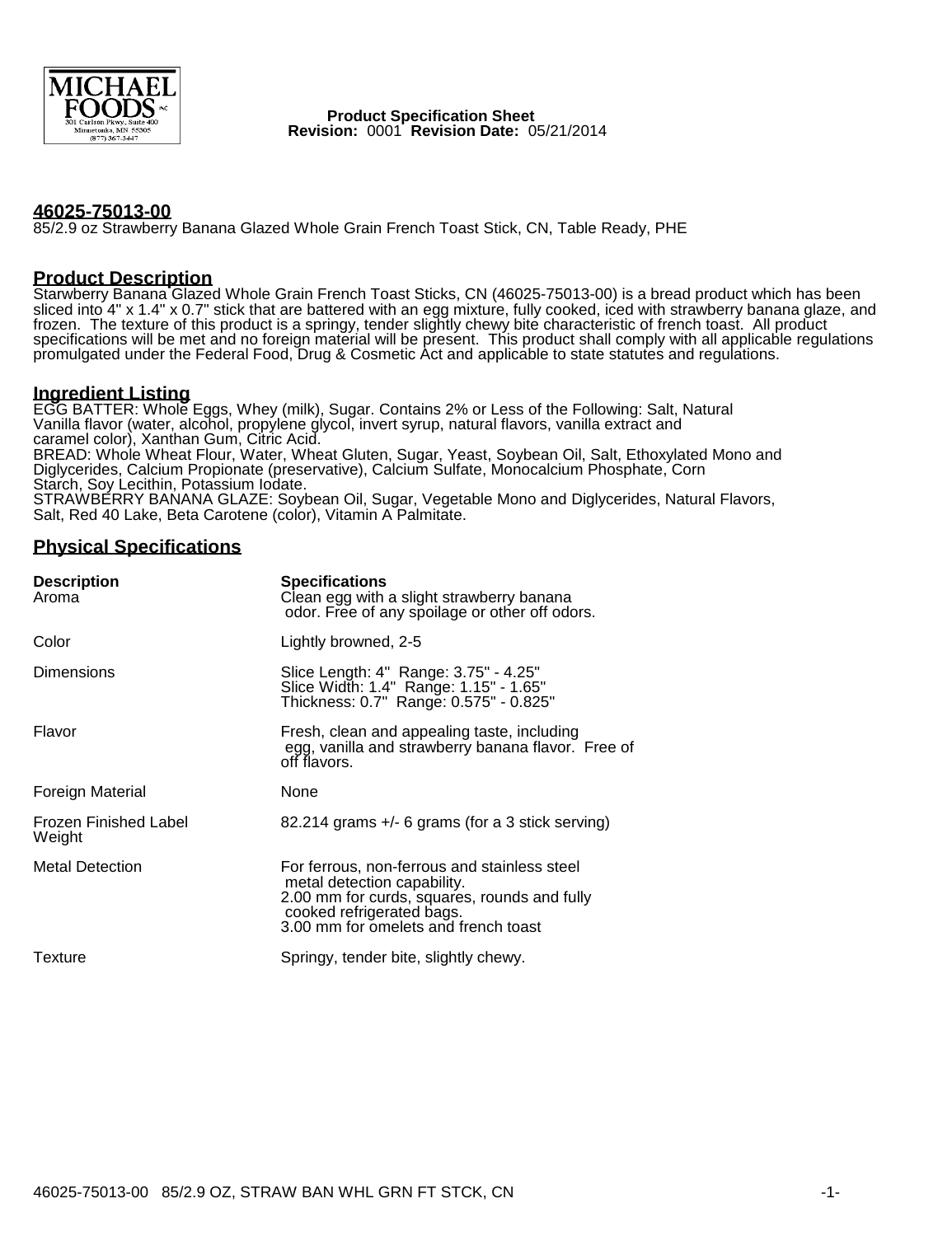**Product Specification Sheet**
**Revision:** 0001 **Revision Date:** 05/21/2014

## 46025-75013-00

85/2.9 oz Strawberry Banana Glazed Whole Grain French Toast Stick, CN, Table Ready, PHE

## Product Description

Starwberry Banana Glazed Whole Grain French Toast Sticks, CN (46025-75013-00) is a bread product which has been sliced into 4" x 1.4" x 0.7" stick that are battered with an egg mixture, fully cooked, iced with strawberry banana glaze, and frozen. The texture of this product is a springy, tender slightly chewy bite characteristic of french toast. All product specifications will be met and no foreign material will be present. This product shall comply with all applicable regulations promulgated under the Federal Food, Drug & Cosmetic Act and applicable to state statutes and regulations.

## Ingredient Listing

EGG BATTER: Whole Eggs, Whey (milk), Sugar. Contains 2% or Less of the Following: Salt, Natural Vanilla flavor (water, alcohol, propylene glycol, invert syrup, natural flavors, vanilla extract and caramel color), Xanthan Gum, Citric Acid.
BREAD: Whole Wheat Flour, Water, Wheat Gluten, Sugar, Yeast, Soybean Oil, Salt, Ethoxylated Mono and Diglycerides, Calcium Propionate (preservative), Calcium Sulfate, Monocalcium Phosphate, Corn Starch, Soy Lecithin, Potassium Iodate.
STRAWBERRY BANANA GLAZE: Soybean Oil, Sugar, Vegetable Mono and Diglycerides, Natural Flavors, Salt, Red 40 Lake, Beta Carotene (color), Vitamin A Palmitate.

## Physical Specifications

| Description | Specifications |
|---|---|
| Aroma | Clean egg with a slight strawberry banana odor. Free of any spoilage or other off odors. |
| Color | Lightly browned, 2-5 |
| Dimensions | Slice Length: 4" Range: 3.75" - 4.25"<br>Slice Width: 1.4" Range: 1.15" - 1.65"<br>Thickness: 0.7" Range: 0.575" - 0.825" |
| Flavor | Fresh, clean and appealing taste, including egg, vanilla and strawberry banana flavor. Free of off flavors. |
| Foreign Material | None |
| Frozen Finished Label Weight | 82.214 grams +/- 6 grams (for a 3 stick serving) |
| Metal Detection | For ferrous, non-ferrous and stainless steel metal detection capability.<br>2.00 mm for curds, squares, rounds and fully cooked refrigerated bags.<br>3.00 mm for omelets and french toast |
| Texture | Springy, tender bite, slightly chewy. |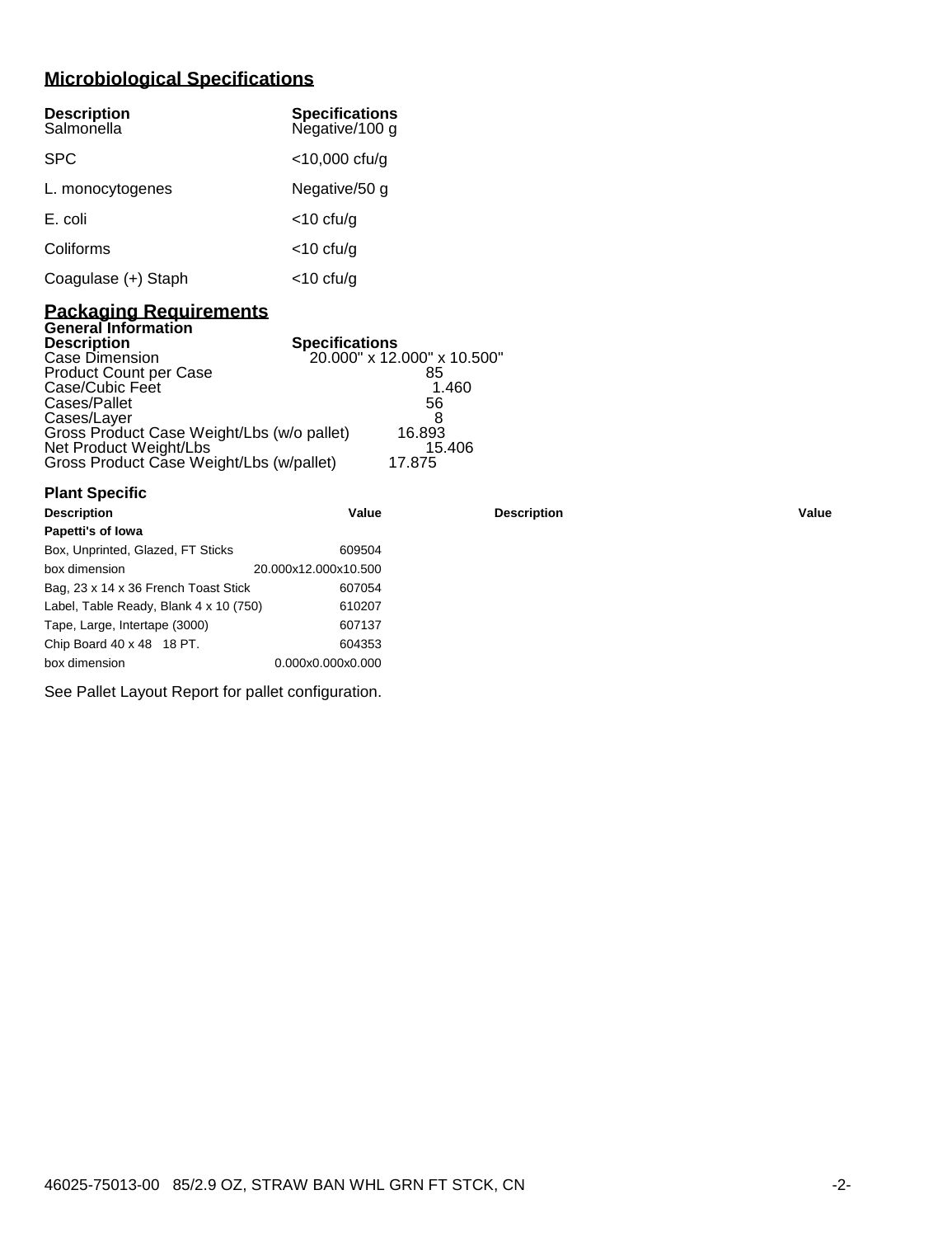## Microbiological Specifications

| Description | Specifications |
|---|---|
| Salmonella | Negative/100 g |
| SPC | <10,000 cfu/g |
| L. monocytogenes | Negative/50 g |
| E. coli | <10 cfu/g |
| Coliforms | <10 cfu/g |
| Coagulase (+) Staph | <10 cfu/g |

## Packaging Requirements

### General Information

| Description | Specifications |
|---|---|
| Case Dimension | 20.000" x 12.000" x 10.500" |
| Product Count per Case | 85 |
| Case/Cubic Feet | 1.460 |
| Cases/Pallet | 56 |
| Cases/Layer | 8 |
| Gross Product Case Weight/Lbs (w/o pallet) | 16.893 |
| Net Product Weight/Lbs | 15.406 |
| Gross Product Case Weight/Lbs (w/pallet) | 17.875 |

### Plant Specific

| Description | Value | Description | Value |
|---|---|---|---|
| **Papetti's of Iowa** | | | |
| Box, Unprinted, Glazed, FT Sticks | 609504 | | |
| box dimension | 20.000x12.000x10.500 | | |
| Bag, 23 x 14 x 36 French Toast Stick | 607054 | | |
| Label, Table Ready, Blank 4 x 10 (750) | 610207 | | |
| Tape, Large, Intertape (3000) | 607137 | | |
| Chip Board 40 x 48 18 PT. | 604353 | | |
| box dimension | 0.000x0.000x0.000 | | |

See Pallet Layout Report for pallet configuration.

46025-75013-00 85/2.9 OZ, STRAW BAN WHL GRN FT STCK, CN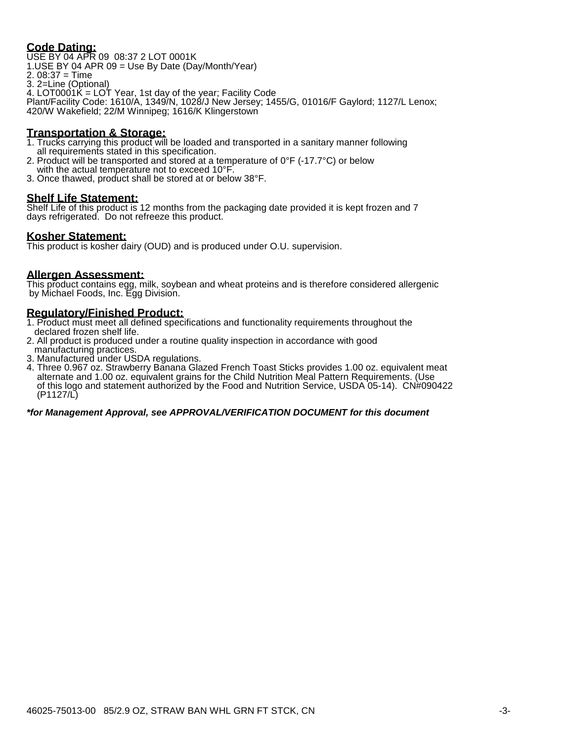## Code Dating:

USE BY 04 APR 09  08:37 2 LOT 0001K

1.USE BY 04 APR 09 = Use By Date (Day/Month/Year)

2. 08:37 = Time

3. 2=Line (Optional)

4. LOT0001K = LOT Year, 1st day of the year; Facility Code

Plant/Facility Code: 1610/A, 1349/N, 1028/J New Jersey; 1455/G, 01016/F Gaylord; 1127/L Lenox; 420/W Wakefield; 22/M Winnipeg; 1616/K Klingerstown

## Transportation & Storage:

1. Trucks carrying this product will be loaded and transported in a sanitary manner following all requirements stated in this specification.
2. Product will be transported and stored at a temperature of 0°F (-17.7°C) or below with the actual temperature not to exceed 10°F.
3. Once thawed, product shall be stored at or below 38°F.

## Shelf Life Statement:

Shelf Life of this product is 12 months from the packaging date provided it is kept frozen and 7 days refrigerated.  Do not refreeze this product.

## Kosher Statement:

This product is kosher dairy (OUD) and is produced under O.U. supervision.

## Allergen Assessment:

This product contains egg, milk, soybean and wheat proteins and is therefore considered allergenic by Michael Foods, Inc. Egg Division.

## Regulatory/Finished Product:

1. Product must meet all defined specifications and functionality requirements throughout the declared frozen shelf life.
2. All product is produced under a routine quality inspection in accordance with good manufacturing practices.
3. Manufactured under USDA regulations.
4. Three 0.967 oz. Strawberry Banana Glazed French Toast Sticks provides 1.00 oz. equivalent meat alternate and 1.00 oz. equivalent grains for the Child Nutrition Meal Pattern Requirements. (Use of this logo and statement authorized by the Food and Nutrition Service, USDA 05-14).  CN#090422 (P1127/L)

***for Management Approval, see APPROVAL/VERIFICATION DOCUMENT for this document***

46025-75013-00   85/2.9 OZ, STRAW BAN WHL GRN FT STCK, CN